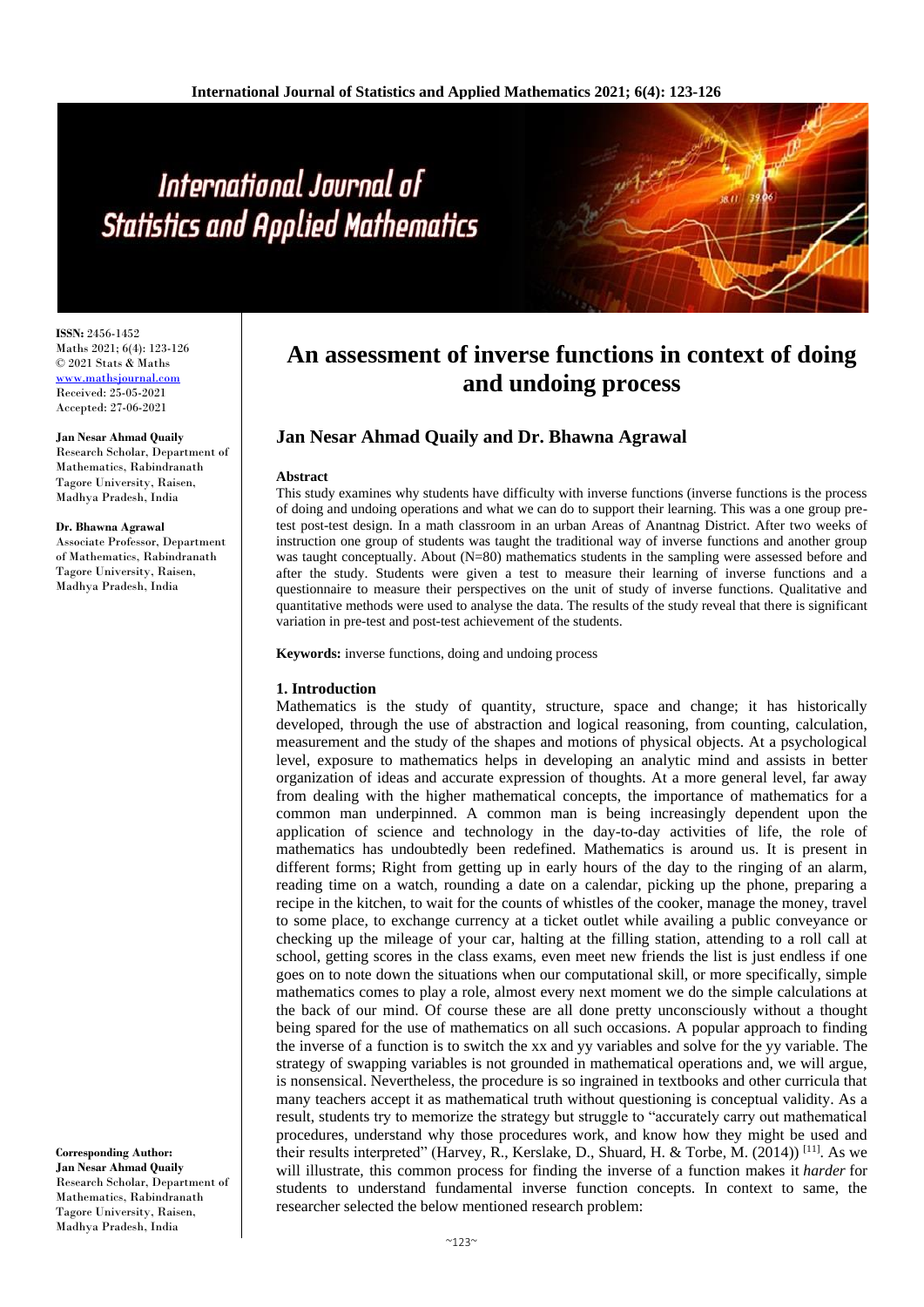**ISSN:** 2456-1452
Maths 2021; 6(4): 123-126
© 2021 Stats & Maths
www.mathsjournal.com
Received: 25-05-2021
Accepted: 27-06-2021

**Jan Nesar Ahmad Quaily**
Research Scholar, Department of Mathematics, Rabindranath Tagore University, Raisen, Madhya Pradesh, India

**Dr. Bhawna Agrawal**
Associate Professor, Department of Mathematics, Rabindranath Tagore University, Raisen, Madhya Pradesh, India

**Corresponding Author:**
**Jan Nesar Ahmad Quaily**
Research Scholar, Department of Mathematics, Rabindranath Tagore University, Raisen, Madhya Pradesh, India

# An assessment of inverse functions in context of doing and undoing process

## Jan Nesar Ahmad Quaily and Dr. Bhawna Agrawal

### Abstract

This study examines why students have difficulty with inverse functions (inverse functions is the process of doing and undoing operations and what we can do to support their learning. This was a one group pre-test post-test design. In a math classroom in an urban Areas of Anantnag District. After two weeks of instruction one group of students was taught the traditional way of inverse functions and another group was taught conceptually. About (N=80) mathematics students in the sampling were assessed before and after the study. Students were given a test to measure their learning of inverse functions and a questionnaire to measure their perspectives on the unit of study of inverse functions. Qualitative and quantitative methods were used to analyse the data. The results of the study reveal that there is significant variation in pre-test and post-test achievement of the students.

**Keywords:** inverse functions, doing and undoing process

### 1. Introduction

Mathematics is the study of quantity, structure, space and change; it has historically developed, through the use of abstraction and logical reasoning, from counting, calculation, measurement and the study of the shapes and motions of physical objects. At a psychological level, exposure to mathematics helps in developing an analytic mind and assists in better organization of ideas and accurate expression of thoughts. At a more general level, far away from dealing with the higher mathematical concepts, the importance of mathematics for a common man underpinned. A common man is being increasingly dependent upon the application of science and technology in the day-to-day activities of life, the role of mathematics has undoubtedly been redefined. Mathematics is around us. It is present in different forms; Right from getting up in early hours of the day to the ringing of an alarm, reading time on a watch, rounding a date on a calendar, picking up the phone, preparing a recipe in the kitchen, to wait for the counts of whistles of the cooker, manage the money, travel to some place, to exchange currency at a ticket outlet while availing a public conveyance or checking up the mileage of your car, halting at the filling station, attending to a roll call at school, getting scores in the class exams, even meet new friends the list is just endless if one goes on to note down the situations when our computational skill, or more specifically, simple mathematics comes to play a role, almost every next moment we do the simple calculations at the back of our mind. Of course these are all done pretty unconsciously without a thought being spared for the use of mathematics on all such occasions. A popular approach to finding the inverse of a function is to switch the xx and yy variables and solve for the yy variable. The strategy of swapping variables is not grounded in mathematical operations and, we will argue, is nonsensical. Nevertheless, the procedure is so ingrained in textbooks and other curricula that many teachers accept it as mathematical truth without questioning is conceptual validity. As a result, students try to memorize the strategy but struggle to "accurately carry out mathematical procedures, understand why those procedures work, and know how they might be used and their results interpreted" (Harvey, R., Kerslake, D., Shuard, H. & Torbe, M. (2014)) [11]. As we will illustrate, this common process for finding the inverse of a function makes it *harder* for students to understand fundamental inverse function concepts. In context to same, the researcher selected the below mentioned research problem: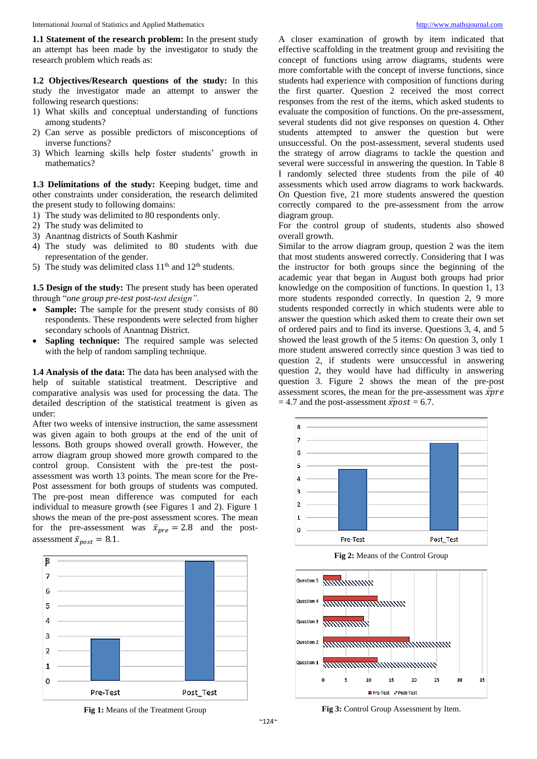**1.1 Statement of the research problem:** In the present study an attempt has been made by the investigator to study the research problem which reads as:

**1.2 Objectives/Research questions of the study:** In this study the investigator made an attempt to answer the following research questions:

1) What skills and conceptual understanding of functions among students?
2) Can serve as possible predictors of misconceptions of inverse functions?
3) Which learning skills help foster students' growth in mathematics?

**1.3 Delimitations of the study:** Keeping budget, time and other constraints under consideration, the research delimited the present study to following domains:

1) The study was delimited to 80 respondents only.
2) The study was delimited to
3) Anantnag districts of South Kashmir
4) The study was delimited to 80 students with due representation of the gender.
5) The study was delimited class 11th and 12th students.

**1.5 Design of the study:** The present study has been operated through "*one group pre-test post-test design".*

- **Sample:** The sample for the present study consists of 80 respondents. These respondents were selected from higher secondary schools of Anantnag District.
- **Sapling technique:** The required sample was selected with the help of random sampling technique.

**1.4 Analysis of the data:** The data has been analysed with the help of suitable statistical treatment. Descriptive and comparative analysis was used for processing the data. The detailed description of the statistical treatment is given as under:

After two weeks of intensive instruction, the same assessment was given again to both groups at the end of the unit of lessons. Both groups showed overall growth. However, the arrow diagram group showed more growth compared to the control group. Consistent with the pre-test the post-assessment was worth 13 points. The mean score for the Pre-Post assessment for both groups of students was computed. The pre-post mean difference was computed for each individual to measure growth (see Figures 1 and 2). Figure 1 shows the mean of the pre-post assessment scores. The mean for the pre-assessment was $\bar{x}_{pre} = 2.8$ and the post-assessment $\bar{x}_{post} = 8.1$.

Fig 1: Means of the Treatment Group

A closer examination of growth by item indicated that effective scaffolding in the treatment group and revisiting the concept of functions using arrow diagrams, students were more comfortable with the concept of inverse functions, since students had experience with composition of functions during the first quarter. Question 2 received the most correct responses from the rest of the items, which asked students to evaluate the composition of functions. On the pre-assessment, several students did not give responses on question 4. Other students attempted to answer the question but were unsuccessful. On the post-assessment, several students used the strategy of arrow diagrams to tackle the question and several were successful in answering the question. In Table 8 I randomly selected three students from the pile of 40 assessments which used arrow diagrams to work backwards. On Question five, 21 more students answered the question correctly compared to the pre-assessment from the arrow diagram group.

For the control group of students, students also showed overall growth.

Similar to the arrow diagram group, question 2 was the item that most students answered correctly. Considering that I was the instructor for both groups since the beginning of the academic year that began in August both groups had prior knowledge on the composition of functions. In question 1, 13 more students responded correctly. In question 2, 9 more students responded correctly in which students were able to answer the question which asked them to create their own set of ordered pairs and to find its inverse. Questions 3, 4, and 5 showed the least growth of the 5 items: On question 3, only 1 more student answered correctly since question 3 was tied to question 2, if students were unsuccessful in answering question 2, they would have had difficulty in answering question 3. Figure 2 shows the mean of the pre-post assessment scores, the mean for the pre-assessment was $\bar{x}pre = 4.7$ and the post-assessment $\bar{x}post = 6.7$.

Fig 2: Means of the Control Group

Fig 3: Control Group Assessment by Item.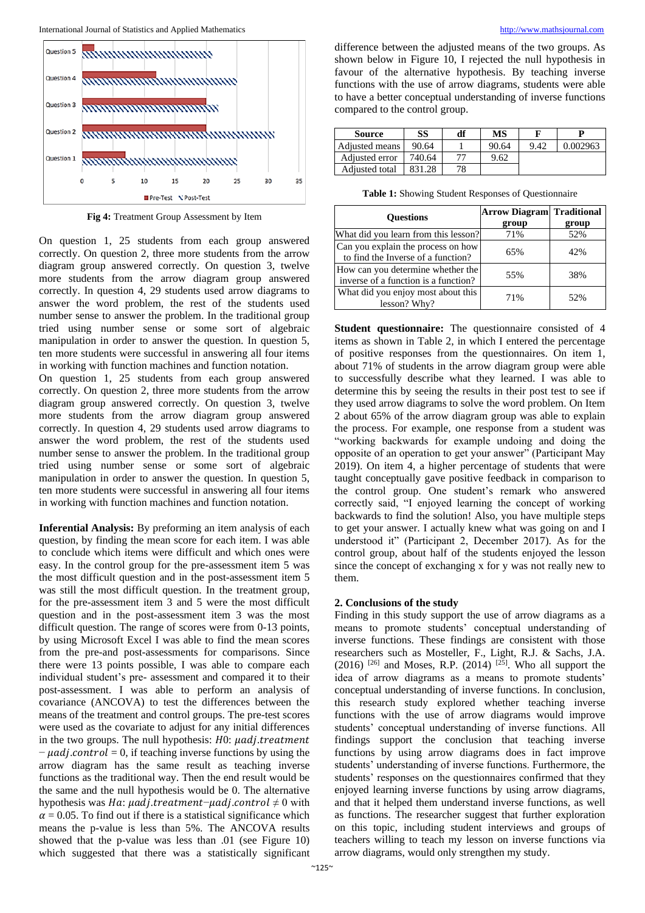Fig 4: Treatment Group Assessment by Item

On question 1, 25 students from each group answered correctly. On question 2, three more students from the arrow diagram group answered correctly. On question 3, twelve more students from the arrow diagram group answered correctly. In question 4, 29 students used arrow diagrams to answer the word problem, the rest of the students used number sense to answer the problem. In the traditional group tried using number sense or some sort of algebraic manipulation in order to answer the question. In question 5, ten more students were successful in answering all four items in working with function machines and function notation.

On question 1, 25 students from each group answered correctly. On question 2, three more students from the arrow diagram group answered correctly. On question 3, twelve more students from the arrow diagram group answered correctly. In question 4, 29 students used arrow diagrams to answer the word problem, the rest of the students used number sense to answer the problem. In the traditional group tried using number sense or some sort of algebraic manipulation in order to answer the question. In question 5, ten more students were successful in answering all four items in working with function machines and function notation.

**Inferential Analysis:** By preforming an item analysis of each question, by finding the mean score for each item. I was able to conclude which items were difficult and which ones were easy. In the control group for the pre-assessment item 5 was the most difficult question and in the post-assessment item 5 was still the most difficult question. In the treatment group, for the pre-assessment item 3 and 5 were the most difficult question and in the post-assessment item 3 was the most difficult question. The range of scores were from 0-13 points, by using Microsoft Excel I was able to find the mean scores from the pre-and post-assessments for comparisons. Since there were 13 points possible, I was able to compare each individual student's pre- assessment and compared it to their post-assessment. I was able to perform an analysis of covariance (ANCOVA) to test the differences between the means of the treatment and control groups. The pre-test scores were used as the covariate to adjust for any initial differences in the two groups. The null hypothesis: $H0$: $\mu adj.treatment - \mu adj.control = 0$, if teaching inverse functions by using the arrow diagram has the same result as teaching inverse functions as the traditional way. Then the end result would be the same and the null hypothesis would be 0. The alternative hypothesis was $Ha$: $\mu adj.treatment - \mu adj.control \neq 0$ with $\alpha = 0.05$. To find out if there is a statistical significance which means the p-value is less than 5%. The ANCOVA results showed that the p-value was less than .01 (see Figure 10) which suggested that there was a statistically significant difference between the adjusted means of the two groups. As shown below in Figure 10, I rejected the null hypothesis in favour of the alternative hypothesis. By teaching inverse functions with the use of arrow diagrams, students were able to have a better conceptual understanding of inverse functions compared to the control group.

| Source | SS | df | MS | F | P |
|---|---|---|---|---|---|
| Adjusted means | 90.64 | 1 | 90.64 | 9.42 | 0.002963 |
| Adjusted error | 740.64 | 77 | 9.62 | | |
| Adjusted total | 831.28 | 78 | | | |

**Table 1:** Showing Student Responses of Questionnaire

| Questions | Arrow Diagram group | Traditional group |
|---|---|---|
| What did you learn from this lesson? | 71% | 52% |
| Can you explain the process on how to find the Inverse of a function? | 65% | 42% |
| How can you determine whether the inverse of a function is a function? | 55% | 38% |
| What did you enjoy most about this lesson? Why? | 71% | 52% |

**Student questionnaire:** The questionnaire consisted of 4 items as shown in Table 2, in which I entered the percentage of positive responses from the questionnaires. On item 1, about 71% of students in the arrow diagram group were able to successfully describe what they learned. I was able to determine this by seeing the results in their post test to see if they used arrow diagrams to solve the word problem. On Item 2 about 65% of the arrow diagram group was able to explain the process. For example, one response from a student was "working backwards for example undoing and doing the opposite of an operation to get your answer" (Participant May 2019). On item 4, a higher percentage of students that were taught conceptually gave positive feedback in comparison to the control group. One student's remark who answered correctly said, "I enjoyed learning the concept of working backwards to find the solution! Also, you have multiple steps to get your answer. I actually knew what was going on and I understood it" (Participant 2, December 2017). As for the control group, about half of the students enjoyed the lesson since the concept of exchanging x for y was not really new to them.

## 2. Conclusions of the study

Finding in this study support the use of arrow diagrams as a means to promote students' conceptual understanding of inverse functions. These findings are consistent with those researchers such as Mosteller, F., Light, R.J. & Sachs, J.A. (2016) [26] and Moses, R.P. (2014) [25]. Who all support the idea of arrow diagrams as a means to promote students' conceptual understanding of inverse functions. In conclusion, this research study explored whether teaching inverse functions with the use of arrow diagrams would improve students' conceptual understanding of inverse functions. All findings support the conclusion that teaching inverse functions by using arrow diagrams does in fact improve students' understanding of inverse functions. Furthermore, the students' responses on the questionnaires confirmed that they enjoyed learning inverse functions by using arrow diagrams, and that it helped them understand inverse functions, as well as functions. The researcher suggest that further exploration on this topic, including student interviews and groups of teachers willing to teach my lesson on inverse functions via arrow diagrams, would only strengthen my study.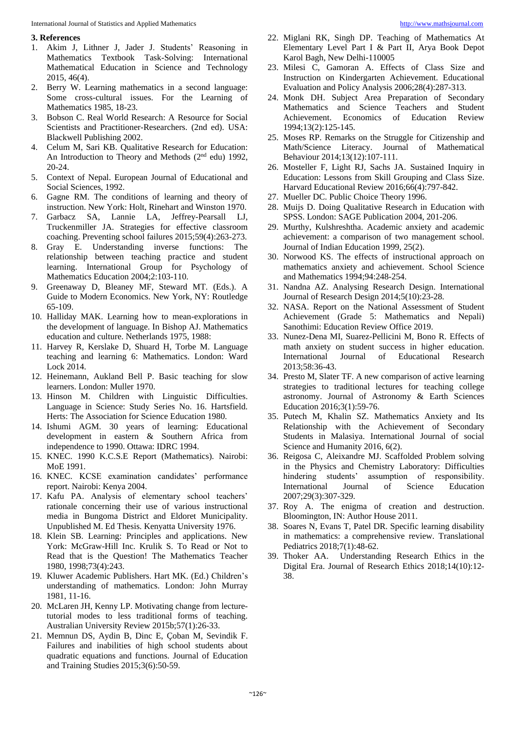### 3. References

1. Akim J, Lithner J, Jader J. Students' Reasoning in Mathematics Textbook Task-Solving: International Mathematical Education in Science and Technology 2015, 46(4).
2. Berry W. Learning mathematics in a second language: Some cross-cultural issues. For the Learning of Mathematics 1985, 18-23.
3. Bobson C. Real World Research: A Resource for Social Scientists and Practitioner-Researchers. (2nd ed). USA: Blackwell Publishing 2002.
4. Celum M, Sari KB. Qualitative Research for Education: An Introduction to Theory and Methods (2nd edu) 1992, 20-24.
5. Context of Nepal. European Journal of Educational and Social Sciences, 1992.
6. Gagne RM. The conditions of learning and theory of instruction. New York: Holt, Rinehart and Winston 1970.
7. Garbacz SA, Lannie LA, Jeffrey-Pearsall LJ, Truckenmiller JA. Strategies for effective classroom coaching. Preventing school failures 2015;59(4):263-273.
8. Gray E. Understanding inverse functions: The relationship between teaching practice and student learning. International Group for Psychology of Mathematics Education 2004;2:103-110.
9. Greenaway D, Bleaney MF, Steward MT. (Eds.). A Guide to Modern Economics. New York, NY: Routledge 65-109.
10. Halliday MAK. Learning how to mean-explorations in the development of language. In Bishop AJ. Mathematics education and culture. Netherlands 1975, 1988:
11. Harvey R, Kerslake D, Shuard H, Torbe M. Language teaching and learning 6: Mathematics. London: Ward Lock 2014.
12. Heinemann, Aukland Bell P. Basic teaching for slow learners. London: Muller 1970.
13. Hinson M. Children with Linguistic Difficulties. Language in Science: Study Series No. 16. Hartsfield. Herts: The Association for Science Education 1980.
14. Ishumi AGM. 30 years of learning: Educational development in eastern & Southern Africa from independence to 1990. Ottawa: IDRC 1994.
15. KNEC. 1990 K.C.S.E Report (Mathematics). Nairobi: MoE 1991.
16. KNEC. KCSE examination candidates' performance report. Nairobi: Kenya 2004.
17. Kafu PA. Analysis of elementary school teachers' rationale concerning their use of various instructional media in Bungoma District and Eldoret Municipality. Unpublished M. Ed Thesis. Kenyatta University 1976.
18. Klein SB. Learning: Principles and applications. New York: McGraw-Hill Inc. Krulik S. To Read or Not to Read that is the Question! The Mathematics Teacher 1980, 1998;73(4):243.
19. Kluwer Academic Publishers. Hart MK. (Ed.) Children's understanding of mathematics. London: John Murray 1981, 11-16.
20. McLaren JH, Kenny LP. Motivating change from lecture-tutorial modes to less traditional forms of teaching. Australian University Review 2015b;57(1):26-33.
21. Memnun DS, Aydin B, Dinc E, Çoban M, Sevindik F. Failures and inabilities of high school students about quadratic equations and functions. Journal of Education and Training Studies 2015;3(6):50-59.
22. Miglani RK, Singh DP. Teaching of Mathematics At Elementary Level Part I & Part II, Arya Book Depot Karol Bagh, New Delhi-110005
23. Milesi C, Gamoran A. Effects of Class Size and Instruction on Kindergarten Achievement. Educational Evaluation and Policy Analysis 2006;28(4):287-313.
24. Monk DH. Subject Area Preparation of Secondary Mathematics and Science Teachers and Student Achievement. Economics of Education Review 1994;13(2):125-145.
25. Moses RP. Remarks on the Struggle for Citizenship and Math/Science Literacy. Journal of Mathematical Behaviour 2014;13(12):107-111.
26. Mosteller F, Light RJ, Sachs JA. Sustained Inquiry in Education: Lessons from Skill Grouping and Class Size. Harvard Educational Review 2016;66(4):797-842.
27. Mueller DC. Public Choice Theory 1996.
28. Muijs D. Doing Qualitative Research in Education with SPSS. London: SAGE Publication 2004, 201-206.
29. Murthy, Kulshreshtha. Academic anxiety and academic achievement: a comparison of two management school. Journal of Indian Education 1999, 25(2).
30. Norwood KS. The effects of instructional approach on mathematics anxiety and achievement. School Science and Mathematics 1994;94:248-254.
31. Nandna AZ. Analysing Research Design. International Journal of Research Design 2014;5(10):23-28.
32. NASA. Report on the National Assessment of Student Achievement (Grade 5: Mathematics and Nepali) Sanothimi: Education Review Office 2019.
33. Nunez-Dena MI, Suarez-Pellicini M, Bono R. Effects of math anxiety on student success in higher education. International Journal of Educational Research 2013;58:36-43.
34. Presto M, Slater TF. A new comparison of active learning strategies to traditional lectures for teaching college astronomy. Journal of Astronomy & Earth Sciences Education 2016;3(1):59-76.
35. Putech M, Khalin SZ. Mathematics Anxiety and Its Relationship with the Achievement of Secondary Students in Malasiya. International Journal of social Science and Humanity 2016, 6(2).
36. Reigosa C, Aleixandre MJ. Scaffolded Problem solving in the Physics and Chemistry Laboratory: Difficulties hindering students' assumption of responsibility. International Journal of Science Education 2007;29(3):307-329.
37. Roy A. The enigma of creation and destruction. Bloomington, IN: Author House 2011.
38. Soares N, Evans T, Patel DR. Specific learning disability in mathematics: a comprehensive review. Translational Pediatrics 2018;7(1):48-62.
39. Thoker AA. Understanding Research Ethics in the Digital Era. Journal of Research Ethics 2018;14(10):12-38.